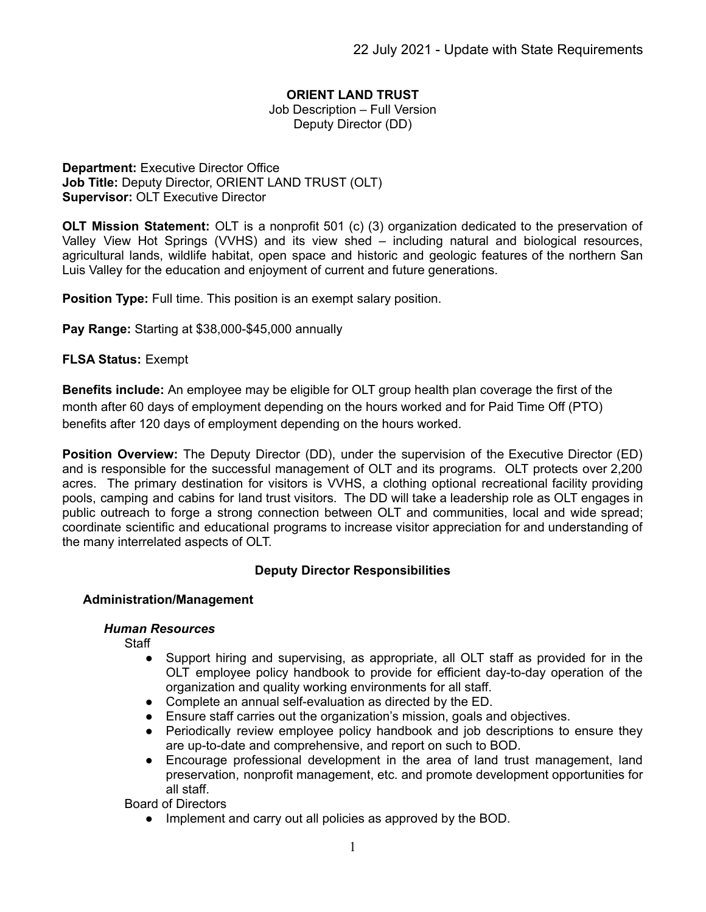22 July 2021 - Update with State Requirements

# ORIENT LAND TRUST

Job Description – Full Version
Deputy Director (DD)

**Department:** Executive Director Office
**Job Title:** Deputy Director, ORIENT LAND TRUST (OLT)
**Supervisor:** OLT Executive Director

**OLT Mission Statement:** OLT is a nonprofit 501 (c) (3) organization dedicated to the preservation of Valley View Hot Springs (VVHS) and its view shed – including natural and biological resources, agricultural lands, wildlife habitat, open space and historic and geologic features of the northern San Luis Valley for the education and enjoyment of current and future generations.

**Position Type:** Full time. This position is an exempt salary position.

**Pay Range:** Starting at $38,000-$45,000 annually

**FLSA Status:** Exempt

**Benefits include:** An employee may be eligible for OLT group health plan coverage the first of the month after 60 days of employment depending on the hours worked and for Paid Time Off (PTO) benefits after 120 days of employment depending on the hours worked.

**Position Overview:** The Deputy Director (DD), under the supervision of the Executive Director (ED) and is responsible for the successful management of OLT and its programs. OLT protects over 2,200 acres. The primary destination for visitors is VVHS, a clothing optional recreational facility providing pools, camping and cabins for land trust visitors. The DD will take a leadership role as OLT engages in public outreach to forge a strong connection between OLT and communities, local and wide spread; coordinate scientific and educational programs to increase visitor appreciation for and understanding of the many interrelated aspects of OLT.

## Deputy Director Responsibilities

### Administration/Management

#### *Human Resources*

Staff

- Support hiring and supervising, as appropriate, all OLT staff as provided for in the OLT employee policy handbook to provide for efficient day-to-day operation of the organization and quality working environments for all staff.
- Complete an annual self-evaluation as directed by the ED.
- Ensure staff carries out the organization's mission, goals and objectives.
- Periodically review employee policy handbook and job descriptions to ensure they are up-to-date and comprehensive, and report on such to BOD.
- Encourage professional development in the area of land trust management, land preservation, nonprofit management, etc. and promote development opportunities for all staff.

Board of Directors

- Implement and carry out all policies as approved by the BOD.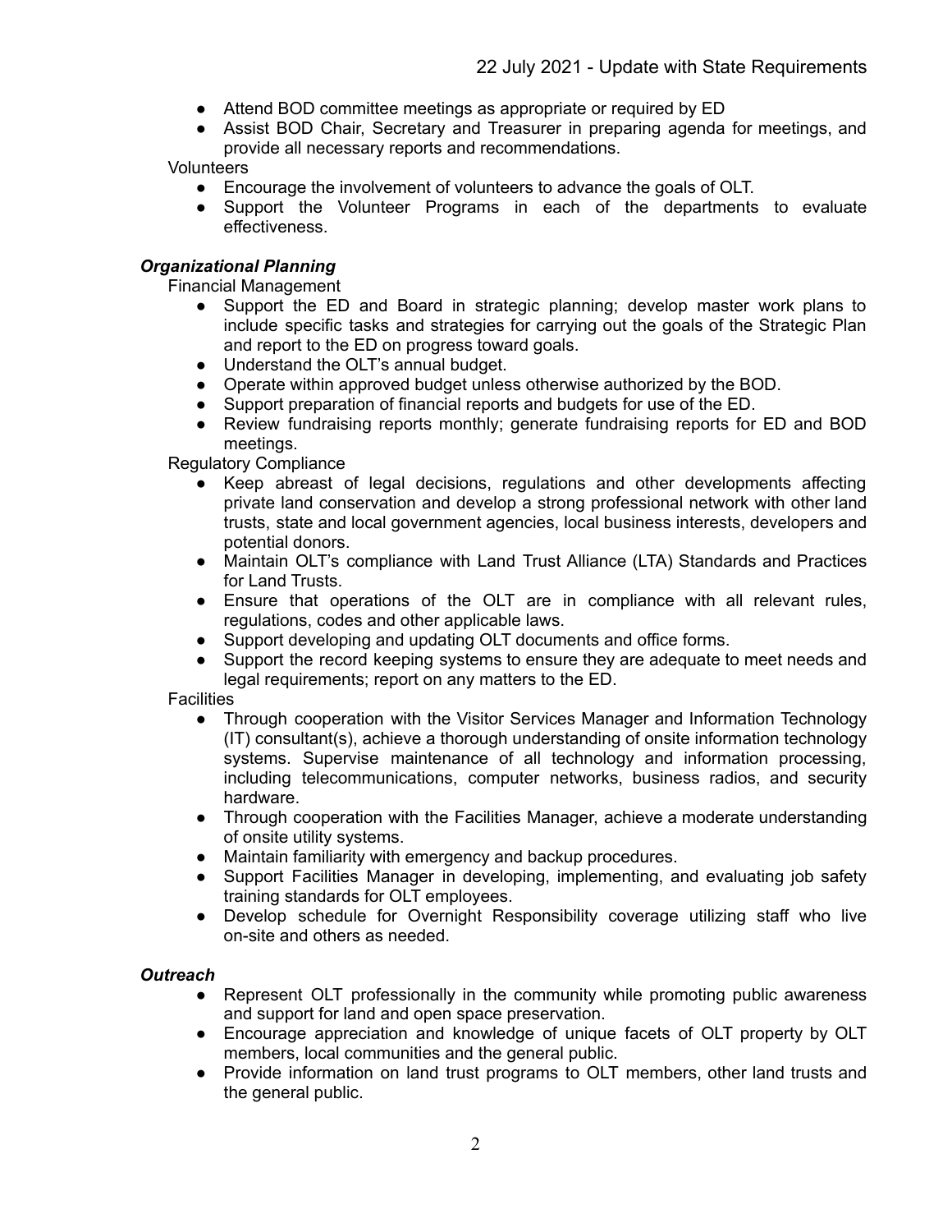- Attend BOD committee meetings as appropriate or required by ED
- Assist BOD Chair, Secretary and Treasurer in preparing agenda for meetings, and provide all necessary reports and recommendations.

Volunteers

- Encourage the involvement of volunteers to advance the goals of OLT.
- Support the Volunteer Programs in each of the departments to evaluate effectiveness.

***Organizational Planning***

Financial Management

- Support the ED and Board in strategic planning; develop master work plans to include specific tasks and strategies for carrying out the goals of the Strategic Plan and report to the ED on progress toward goals.
- Understand the OLT's annual budget.
- Operate within approved budget unless otherwise authorized by the BOD.
- Support preparation of financial reports and budgets for use of the ED.
- Review fundraising reports monthly; generate fundraising reports for ED and BOD meetings.

Regulatory Compliance

- Keep abreast of legal decisions, regulations and other developments affecting private land conservation and develop a strong professional network with other land trusts, state and local government agencies, local business interests, developers and potential donors.
- Maintain OLT's compliance with Land Trust Alliance (LTA) Standards and Practices for Land Trusts.
- Ensure that operations of the OLT are in compliance with all relevant rules, regulations, codes and other applicable laws.
- Support developing and updating OLT documents and office forms.
- Support the record keeping systems to ensure they are adequate to meet needs and legal requirements; report on any matters to the ED.

Facilities

- Through cooperation with the Visitor Services Manager and Information Technology (IT) consultant(s), achieve a thorough understanding of onsite information technology systems. Supervise maintenance of all technology and information processing, including telecommunications, computer networks, business radios, and security hardware.
- Through cooperation with the Facilities Manager, achieve a moderate understanding of onsite utility systems.
- Maintain familiarity with emergency and backup procedures.
- Support Facilities Manager in developing, implementing, and evaluating job safety training standards for OLT employees.
- Develop schedule for Overnight Responsibility coverage utilizing staff who live on-site and others as needed.

***Outreach***

- Represent OLT professionally in the community while promoting public awareness and support for land and open space preservation.
- Encourage appreciation and knowledge of unique facets of OLT property by OLT members, local communities and the general public.
- Provide information on land trust programs to OLT members, other land trusts and the general public.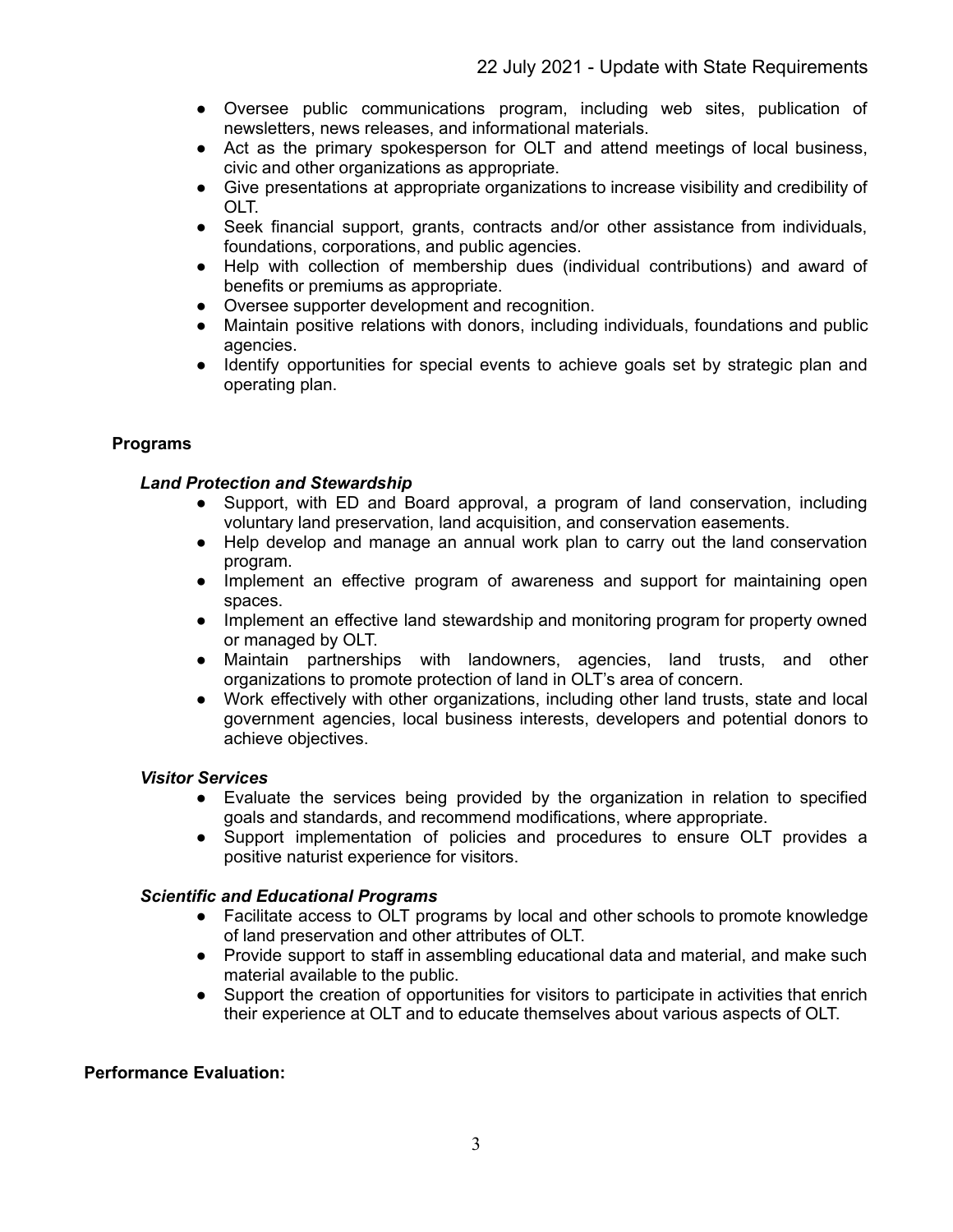- Oversee public communications program, including web sites, publication of newsletters, news releases, and informational materials.
- Act as the primary spokesperson for OLT and attend meetings of local business, civic and other organizations as appropriate.
- Give presentations at appropriate organizations to increase visibility and credibility of OLT.
- Seek financial support, grants, contracts and/or other assistance from individuals, foundations, corporations, and public agencies.
- Help with collection of membership dues (individual contributions) and award of benefits or premiums as appropriate.
- Oversee supporter development and recognition.
- Maintain positive relations with donors, including individuals, foundations and public agencies.
- Identify opportunities for special events to achieve goals set by strategic plan and operating plan.

**Programs**

***Land Protection and Stewardship***

- Support, with ED and Board approval, a program of land conservation, including voluntary land preservation, land acquisition, and conservation easements.
- Help develop and manage an annual work plan to carry out the land conservation program.
- Implement an effective program of awareness and support for maintaining open spaces.
- Implement an effective land stewardship and monitoring program for property owned or managed by OLT.
- Maintain partnerships with landowners, agencies, land trusts, and other organizations to promote protection of land in OLT's area of concern.
- Work effectively with other organizations, including other land trusts, state and local government agencies, local business interests, developers and potential donors to achieve objectives.

***Visitor Services***

- Evaluate the services being provided by the organization in relation to specified goals and standards, and recommend modifications, where appropriate.
- Support implementation of policies and procedures to ensure OLT provides a positive naturist experience for visitors.

***Scientific and Educational Programs***

- Facilitate access to OLT programs by local and other schools to promote knowledge of land preservation and other attributes of OLT.
- Provide support to staff in assembling educational data and material, and make such material available to the public.
- Support the creation of opportunities for visitors to participate in activities that enrich their experience at OLT and to educate themselves about various aspects of OLT.

**Performance Evaluation:**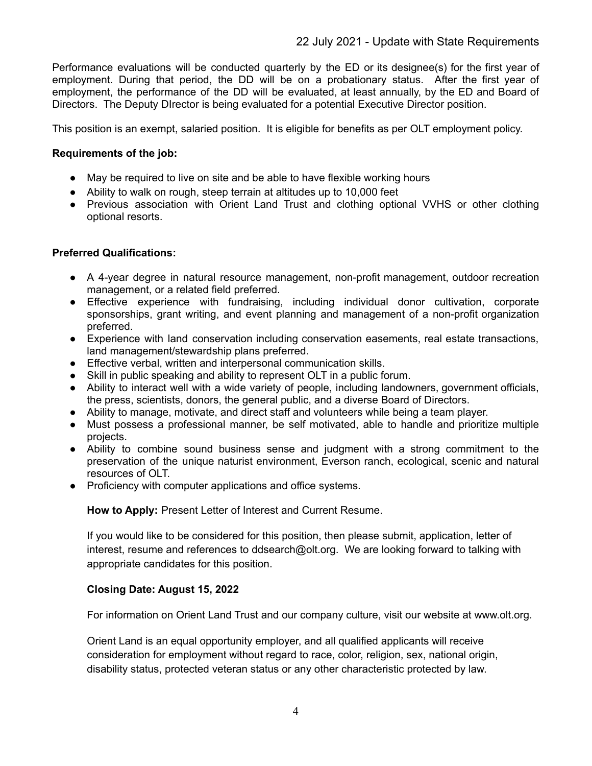22 July 2021 - Update with State Requirements

Performance evaluations will be conducted quarterly by the ED or its designee(s) for the first year of employment. During that period, the DD will be on a probationary status. After the first year of employment, the performance of the DD will be evaluated, at least annually, by the ED and Board of Directors. The Deputy DIrector is being evaluated for a potential Executive Director position.

This position is an exempt, salaried position. It is eligible for benefits as per OLT employment policy.

**Requirements of the job:**

- May be required to live on site and be able to have flexible working hours
- Ability to walk on rough, steep terrain at altitudes up to 10,000 feet
- Previous association with Orient Land Trust and clothing optional VVHS or other clothing optional resorts.

**Preferred Qualifications:**

- A 4-year degree in natural resource management, non-profit management, outdoor recreation management, or a related field preferred.
- Effective experience with fundraising, including individual donor cultivation, corporate sponsorships, grant writing, and event planning and management of a non-profit organization preferred.
- Experience with land conservation including conservation easements, real estate transactions, land management/stewardship plans preferred.
- Effective verbal, written and interpersonal communication skills.
- Skill in public speaking and ability to represent OLT in a public forum.
- Ability to interact well with a wide variety of people, including landowners, government officials, the press, scientists, donors, the general public, and a diverse Board of Directors.
- Ability to manage, motivate, and direct staff and volunteers while being a team player.
- Must possess a professional manner, be self motivated, able to handle and prioritize multiple projects.
- Ability to combine sound business sense and judgment with a strong commitment to the preservation of the unique naturist environment, Everson ranch, ecological, scenic and natural resources of OLT.
- Proficiency with computer applications and office systems.

**How to Apply:** Present Letter of Interest and Current Resume.

If you would like to be considered for this position, then please submit, application, letter of interest, resume and references to ddsearch@olt.org. We are looking forward to talking with appropriate candidates for this position.

**Closing Date: August 15, 2022**

For information on Orient Land Trust and our company culture, visit our website at www.olt.org.

Orient Land is an equal opportunity employer, and all qualified applicants will receive consideration for employment without regard to race, color, religion, sex, national origin, disability status, protected veteran status or any other characteristic protected by law.